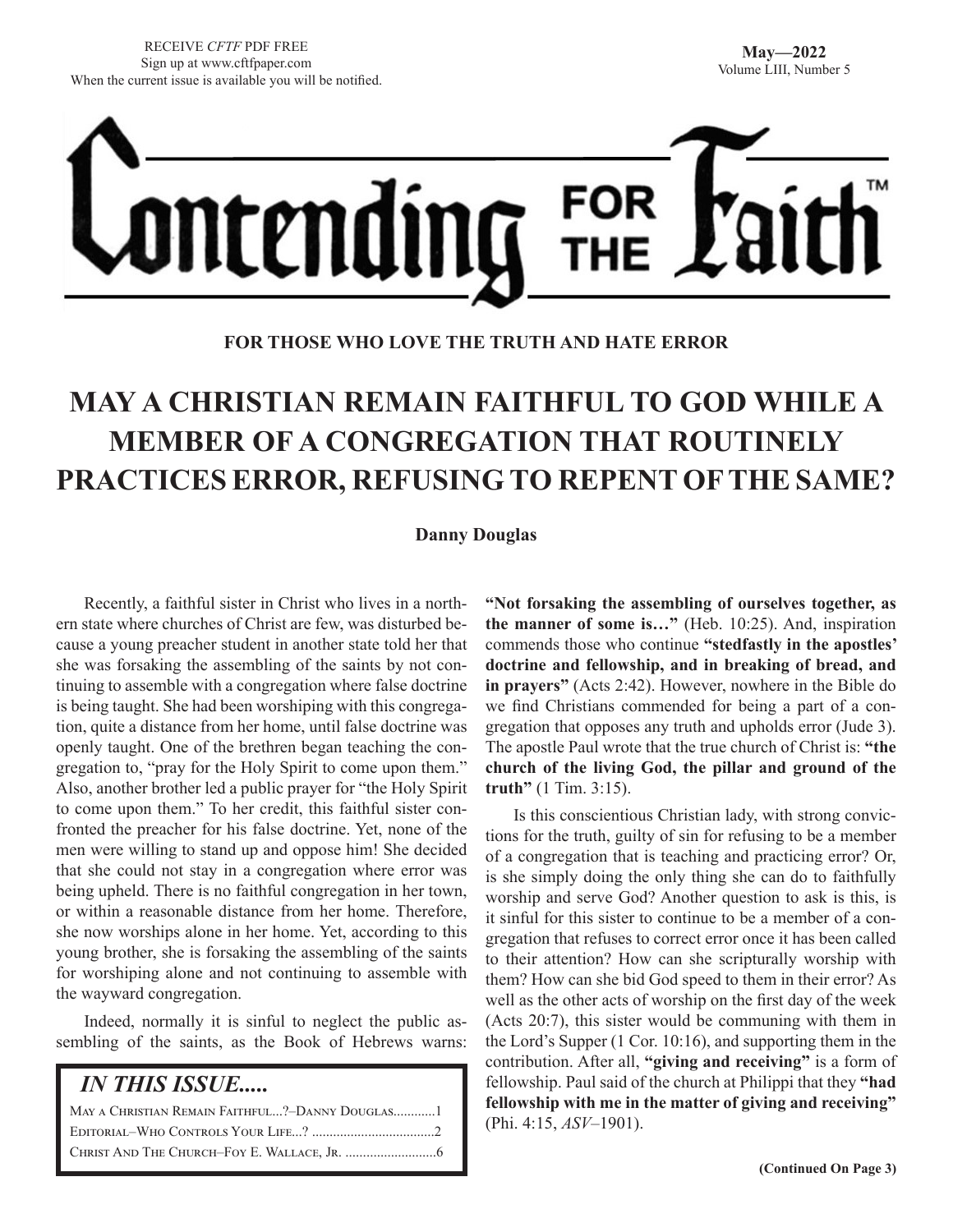RECEIVE *CFTF* PDF FREE
Sign up at www.cftfpaper.com
When the current issue is available you will be notified.

**May—2022**
Volume LIII, Number 5

# Contending FOR THE Faith™

**FOR THOSE WHO LOVE THE TRUTH AND HATE ERROR**

## MAY A CHRISTIAN REMAIN FAITHFUL TO GOD WHILE A MEMBER OF A CONGREGATION THAT ROUTINELY PRACTICES ERROR, REFUSING TO REPENT OF THE SAME?

**Danny Douglas**

Recently, a faithful sister in Christ who lives in a northern state where churches of Christ are few, was disturbed because a young preacher student in another state told her that she was forsaking the assembling of the saints by not continuing to assemble with a congregation where false doctrine is being taught. She had been worshiping with this congregation, quite a distance from her home, until false doctrine was openly taught. One of the brethren began teaching the congregation to, "pray for the Holy Spirit to come upon them." Also, another brother led a public prayer for "the Holy Spirit to come upon them." To her credit, this faithful sister confronted the preacher for his false doctrine. Yet, none of the men were willing to stand up and oppose him! She decided that she could not stay in a congregation where error was being upheld. There is no faithful congregation in her town, or within a reasonable distance from her home. Therefore, she now worships alone in her home. Yet, according to this young brother, she is forsaking the assembling of the saints for worshiping alone and not continuing to assemble with the wayward congregation.

Indeed, normally it is sinful to neglect the public assembling of the saints, as the Book of Hebrews warns: **"Not forsaking the assembling of ourselves together, as the manner of some is…"** (Heb. 10:25). And, inspiration commends those who continue **"stedfastly in the apostles' doctrine and fellowship, and in breaking of bread, and in prayers"** (Acts 2:42). However, nowhere in the Bible do we find Christians commended for being a part of a congregation that opposes any truth and upholds error (Jude 3). The apostle Paul wrote that the true church of Christ is: **"the church of the living God, the pillar and ground of the truth"** (1 Tim. 3:15).

Is this conscientious Christian lady, with strong convictions for the truth, guilty of sin for refusing to be a member of a congregation that is teaching and practicing error? Or, is she simply doing the only thing she can do to faithfully worship and serve God? Another question to ask is this, is it sinful for this sister to continue to be a member of a congregation that refuses to correct error once it has been called to their attention? How can she scripturally worship with them? How can she bid God speed to them in their error? As well as the other acts of worship on the first day of the week (Acts 20:7), this sister would be communing with them in the Lord's Supper (1 Cor. 10:16), and supporting them in the contribution. After all, **"giving and receiving"** is a form of fellowship. Paul said of the church at Philippi that they **"had fellowship with me in the matter of giving and receiving"** (Phi. 4:15, *ASV*–1901).

**(Continued On Page 3)**

> ### *IN THIS ISSUE.....*
>
> May a Christian Remain Faithful...?–Danny Douglas............1
> Editorial–Who Controls Your Life...? ..................................2
> Christ And The Church–Foy E. Wallace, Jr. ..........................6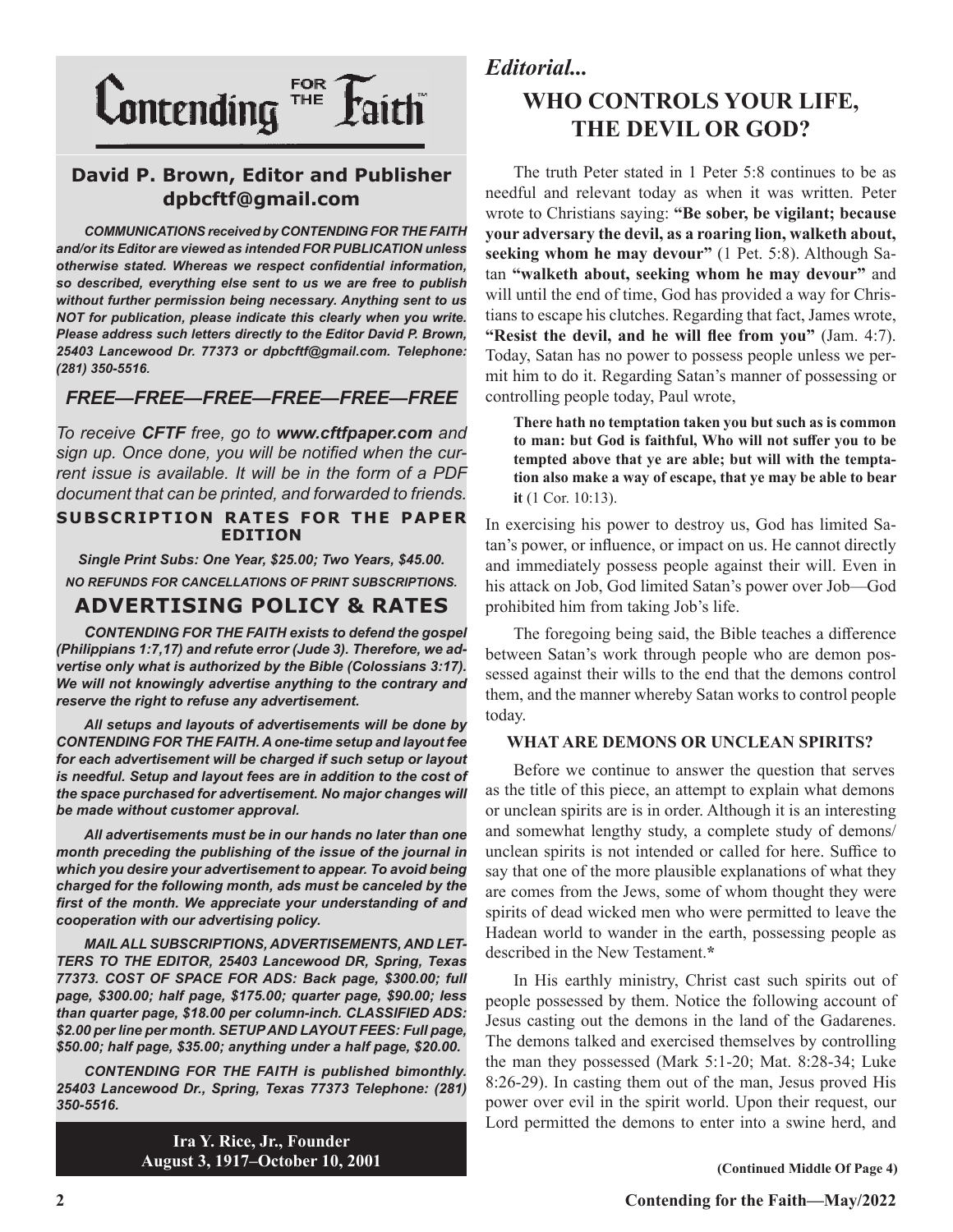# Contending FOR THE Faith™

## David P. Brown, Editor and Publisher
## dpbcftf@gmail.com

***COMMUNICATIONS received by CONTENDING FOR THE FAITH and/or its Editor are viewed as intended FOR PUBLICATION unless otherwise stated. Whereas we respect confidential information, so described, everything else sent to us we are free to publish without further permission being necessary. Anything sent to us NOT for publication, please indicate this clearly when you write. Please address such letters directly to the Editor David P. Brown, 25403 Lancewood Dr. 77373 or dpbcftf@gmail.com. Telephone: (281) 350-5516.***

### *FREE—FREE—FREE—FREE—FREE—FREE*

*To receive **CFTF** free, go to **www.cftfpaper.com** and sign up. Once done, you will be notified when the current issue is available. It will be in the form of a PDF document that can be printed, and forwarded to friends.*

**SUBSCRIPTION RATES FOR THE PAPER EDITION**

***Single Print Subs: One Year, $25.00; Two Years, $45.00.***

***NO REFUNDS FOR CANCELLATIONS OF PRINT SUBSCRIPTIONS.***

### ADVERTISING POLICY & RATES

***CONTENDING FOR THE FAITH exists to defend the gospel (Philippians 1:7,17) and refute error (Jude 3). Therefore, we advertise only what is authorized by the Bible (Colossians 3:17). We will not knowingly advertise anything to the contrary and reserve the right to refuse any advertisement.***

***All setups and layouts of advertisements will be done by CONTENDING FOR THE FAITH. A one-time setup and layout fee for each advertisement will be charged if such setup or layout is needful. Setup and layout fees are in addition to the cost of the space purchased for advertisement. No major changes will be made without customer approval.***

***All advertisements must be in our hands no later than one month preceding the publishing of the issue of the journal in which you desire your advertisement to appear. To avoid being charged for the following month, ads must be canceled by the first of the month. We appreciate your understanding of and cooperation with our advertising policy.***

***MAIL ALL SUBSCRIPTIONS, ADVERTISEMENTS, AND LETTERS TO THE EDITOR, 25403 Lancewood DR, Spring, Texas 77373. COST OF SPACE FOR ADS: Back page, $300.00; full page, $300.00; half page, $175.00; quarter page, $90.00; less than quarter page, $18.00 per column-inch. CLASSIFIED ADS: $2.00 per line per month. SETUP AND LAYOUT FEES: Full page, $50.00; half page, $35.00; anything under a half page, $20.00.***

***CONTENDING FOR THE FAITH is published bimonthly. 25403 Lancewood Dr., Spring, Texas 77373 Telephone: (281) 350-5516.***

**Ira Y. Rice, Jr., Founder**
**August 3, 1917–October 10, 2001**

*Editorial...*

# WHO CONTROLS YOUR LIFE, THE DEVIL OR GOD?

The truth Peter stated in 1 Peter 5:8 continues to be as needful and relevant today as when it was written. Peter wrote to Christians saying: **"Be sober, be vigilant; because your adversary the devil, as a roaring lion, walketh about, seeking whom he may devour"** (1 Pet. 5:8). Although Satan **"walketh about, seeking whom he may devour"** and will until the end of time, God has provided a way for Christians to escape his clutches. Regarding that fact, James wrote, **"Resist the devil, and he will flee from you"** (Jam. 4:7). Today, Satan has no power to possess people unless we permit him to do it. Regarding Satan's manner of possessing or controlling people today, Paul wrote,

> **There hath no temptation taken you but such as is common to man: but God is faithful, Who will not suffer you to be tempted above that ye are able; but will with the temptation also make a way of escape, that ye may be able to bear it** (1 Cor. 10:13).

In exercising his power to destroy us, God has limited Satan's power, or influence, or impact on us. He cannot directly and immediately possess people against their will. Even in his attack on Job, God limited Satan's power over Job—God prohibited him from taking Job's life.

The foregoing being said, the Bible teaches a difference between Satan's work through people who are demon possessed against their wills to the end that the demons control them, and the manner whereby Satan works to control people today.

### WHAT ARE DEMONS OR UNCLEAN SPIRITS?

Before we continue to answer the question that serves as the title of this piece, an attempt to explain what demons or unclean spirits are is in order. Although it is an interesting and somewhat lengthy study, a complete study of demons/unclean spirits is not intended or called for here. Suffice to say that one of the more plausible explanations of what they are comes from the Jews, some of whom thought they were spirits of dead wicked men who were permitted to leave the Hadean world to wander in the earth, possessing people as described in the New Testament.*

In His earthly ministry, Christ cast such spirits out of people possessed by them. Notice the following account of Jesus casting out the demons in the land of the Gadarenes. The demons talked and exercised themselves by controlling the man they possessed (Mark 5:1-20; Mat. 8:28-34; Luke 8:26-29). In casting them out of the man, Jesus proved His power over evil in the spirit world. Upon their request, our Lord permitted the demons to enter into a swine herd, and

**(Continued Middle Of Page 4)**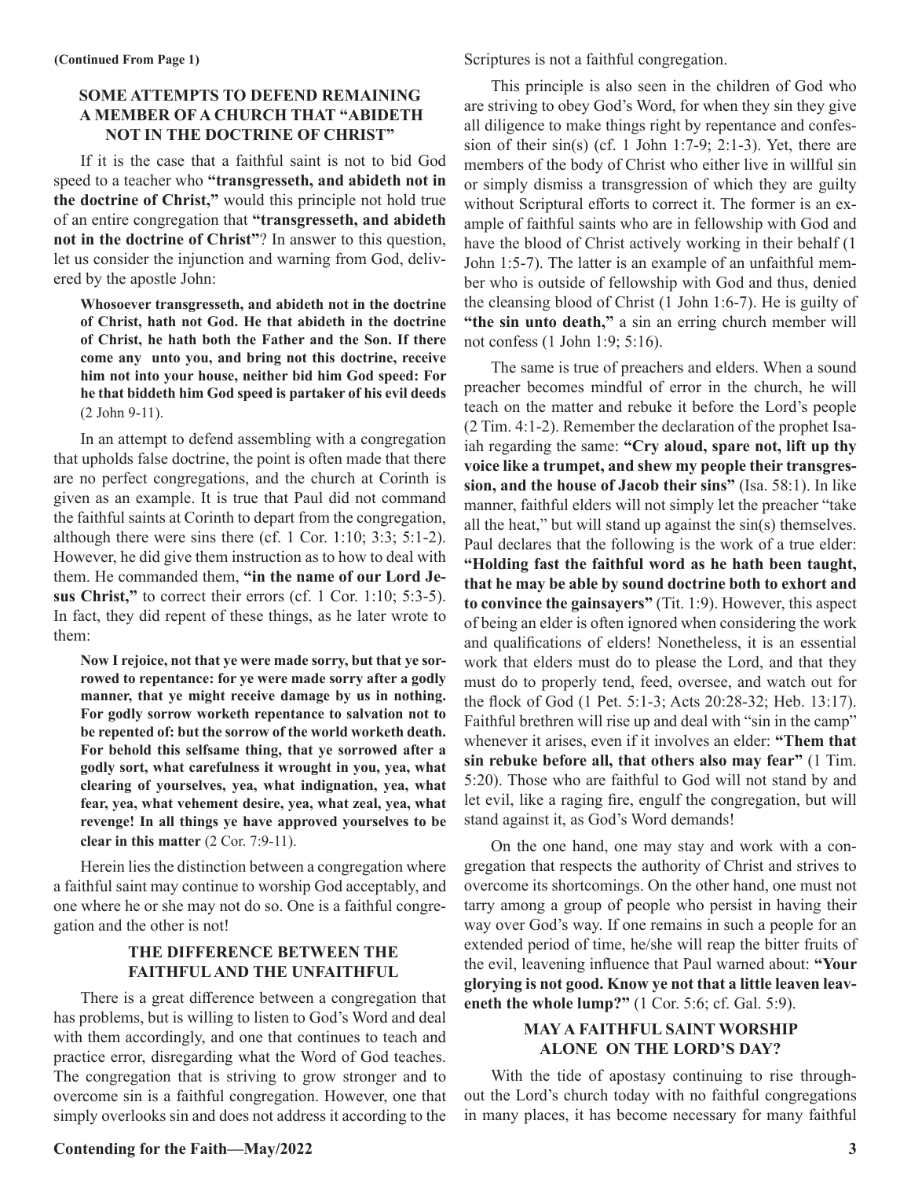**(Continued From Page 1)**

### SOME ATTEMPTS TO DEFEND REMAINING A MEMBER OF A CHURCH THAT "ABIDETH NOT IN THE DOCTRINE OF CHRIST"

If it is the case that a faithful saint is not to bid God speed to a teacher who **"transgresseth, and abideth not in the doctrine of Christ,"** would this principle not hold true of an entire congregation that **"transgresseth, and abideth not in the doctrine of Christ"**? In answer to this question, let us consider the injunction and warning from God, delivered by the apostle John:

> **Whosoever transgresseth, and abideth not in the doctrine of Christ, hath not God. He that abideth in the doctrine of Christ, he hath both the Father and the Son. If there come any unto you, and bring not this doctrine, receive him not into your house, neither bid him God speed: For he that biddeth him God speed is partaker of his evil deeds** (2 John 9-11).

In an attempt to defend assembling with a congregation that upholds false doctrine, the point is often made that there are no perfect congregations, and the church at Corinth is given as an example. It is true that Paul did not command the faithful saints at Corinth to depart from the congregation, although there were sins there (cf. 1 Cor. 1:10; 3:3; 5:1-2). However, he did give them instruction as to how to deal with them. He commanded them, **"in the name of our Lord Jesus Christ,"** to correct their errors (cf. 1 Cor. 1:10; 5:3-5). In fact, they did repent of these things, as he later wrote to them:

> **Now I rejoice, not that ye were made sorry, but that ye sorrowed to repentance: for ye were made sorry after a godly manner, that ye might receive damage by us in nothing. For godly sorrow worketh repentance to salvation not to be repented of: but the sorrow of the world worketh death. For behold this selfsame thing, that ye sorrowed after a godly sort, what carefulness it wrought in you, yea, what clearing of yourselves, yea, what indignation, yea, what fear, yea, what vehement desire, yea, what zeal, yea, what revenge! In all things ye have approved yourselves to be clear in this matter** (2 Cor. 7:9-11).

Herein lies the distinction between a congregation where a faithful saint may continue to worship God acceptably, and one where he or she may not do so. One is a faithful congregation and the other is not!

### THE DIFFERENCE BETWEEN THE FAITHFUL AND THE UNFAITHFUL

There is a great difference between a congregation that has problems, but is willing to listen to God's Word and deal with them accordingly, and one that continues to teach and practice error, disregarding what the Word of God teaches. The congregation that is striving to grow stronger and to overcome sin is a faithful congregation. However, one that simply overlooks sin and does not address it according to the Scriptures is not a faithful congregation.

This principle is also seen in the children of God who are striving to obey God's Word, for when they sin they give all diligence to make things right by repentance and confession of their sin(s) (cf. 1 John 1:7-9; 2:1-3). Yet, there are members of the body of Christ who either live in willful sin or simply dismiss a transgression of which they are guilty without Scriptural efforts to correct it. The former is an example of faithful saints who are in fellowship with God and have the blood of Christ actively working in their behalf (1 John 1:5-7). The latter is an example of an unfaithful member who is outside of fellowship with God and thus, denied the cleansing blood of Christ (1 John 1:6-7). He is guilty of **"the sin unto death,"** a sin an erring church member will not confess (1 John 1:9; 5:16).

The same is true of preachers and elders. When a sound preacher becomes mindful of error in the church, he will teach on the matter and rebuke it before the Lord's people (2 Tim. 4:1-2). Remember the declaration of the prophet Isaiah regarding the same: **"Cry aloud, spare not, lift up thy voice like a trumpet, and shew my people their transgression, and the house of Jacob their sins"** (Isa. 58:1). In like manner, faithful elders will not simply let the preacher "take all the heat," but will stand up against the sin(s) themselves. Paul declares that the following is the work of a true elder: **"Holding fast the faithful word as he hath been taught, that he may be able by sound doctrine both to exhort and to convince the gainsayers"** (Tit. 1:9). However, this aspect of being an elder is often ignored when considering the work and qualifications of elders! Nonetheless, it is an essential work that elders must do to please the Lord, and that they must do to properly tend, feed, oversee, and watch out for the flock of God (1 Pet. 5:1-3; Acts 20:28-32; Heb. 13:17). Faithful brethren will rise up and deal with "sin in the camp" whenever it arises, even if it involves an elder: **"Them that sin rebuke before all, that others also may fear"** (1 Tim. 5:20). Those who are faithful to God will not stand by and let evil, like a raging fire, engulf the congregation, but will stand against it, as God's Word demands!

On the one hand, one may stay and work with a congregation that respects the authority of Christ and strives to overcome its shortcomings. On the other hand, one must not tarry among a group of people who persist in having their way over God's way. If one remains in such a people for an extended period of time, he/she will reap the bitter fruits of the evil, leavening influence that Paul warned about: **"Your glorying is not good. Know ye not that a little leaven leaveneth the whole lump?"** (1 Cor. 5:6; cf. Gal. 5:9).

### MAY A FAITHFUL SAINT WORSHIP ALONE ON THE LORD'S DAY?

With the tide of apostasy continuing to rise throughout the Lord's church today with no faithful congregations in many places, it has become necessary for many faithful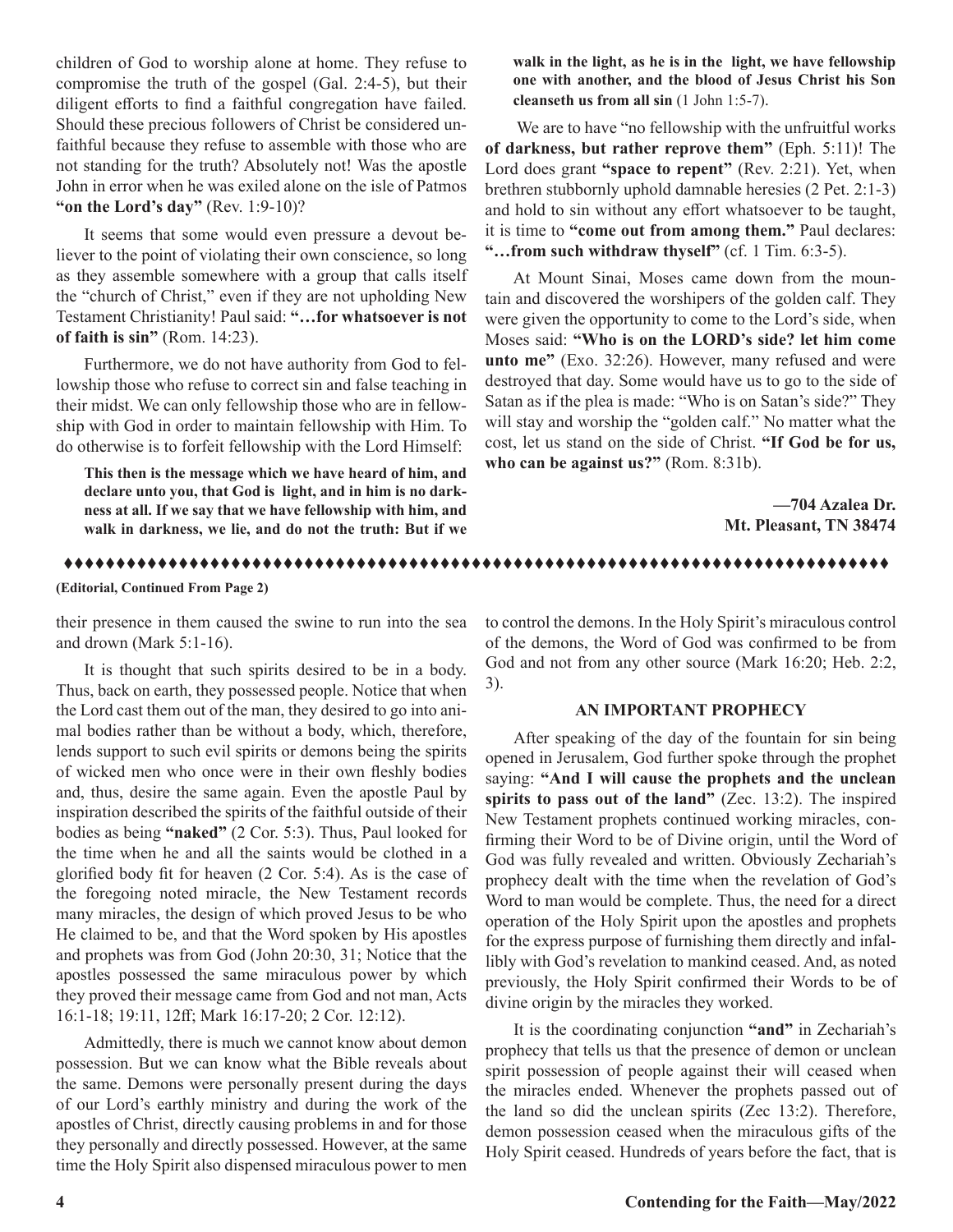children of God to worship alone at home. They refuse to compromise the truth of the gospel (Gal. 2:4-5), but their diligent efforts to find a faithful congregation have failed. Should these precious followers of Christ be considered unfaithful because they refuse to assemble with those who are not standing for the truth? Absolutely not! Was the apostle John in error when he was exiled alone on the isle of Patmos **"on the Lord's day"** (Rev. 1:9-10)?

It seems that some would even pressure a devout believer to the point of violating their own conscience, so long as they assemble somewhere with a group that calls itself the "church of Christ," even if they are not upholding New Testament Christianity! Paul said: **"…for whatsoever is not of faith is sin"** (Rom. 14:23).

Furthermore, we do not have authority from God to fellowship those who refuse to correct sin and false teaching in their midst. We can only fellowship those who are in fellowship with God in order to maintain fellowship with Him. To do otherwise is to forfeit fellowship with the Lord Himself:

> **This then is the message which we have heard of him, and declare unto you, that God is light, and in him is no darkness at all. If we say that we have fellowship with him, and walk in darkness, we lie, and do not the truth: But if we walk in the light, as he is in the light, we have fellowship one with another, and the blood of Jesus Christ his Son cleanseth us from all sin** (1 John 1:5-7).

We are to have "no fellowship with the unfruitful works **of darkness, but rather reprove them"** (Eph. 5:11)! The Lord does grant **"space to repent"** (Rev. 2:21). Yet, when brethren stubbornly uphold damnable heresies (2 Pet. 2:1-3) and hold to sin without any effort whatsoever to be taught, it is time to **"come out from among them."** Paul declares: **"…from such withdraw thyself"** (cf. 1 Tim. 6:3-5).

At Mount Sinai, Moses came down from the mountain and discovered the worshipers of the golden calf. They were given the opportunity to come to the Lord's side, when Moses said: **"Who is on the LORD's side? let him come unto me"** (Exo. 32:26). However, many refused and were destroyed that day. Some would have us to go to the side of Satan as if the plea is made: "Who is on Satan's side?" They will stay and worship the "golden calf." No matter what the cost, let us stand on the side of Christ. **"If God be for us, who can be against us?"** (Rom. 8:31b).

**—704 Azalea Dr.**
**Mt. Pleasant, TN 38474**

---

**(Editorial, Continued From Page 2)**

their presence in them caused the swine to run into the sea and drown (Mark 5:1-16).

It is thought that such spirits desired to be in a body. Thus, back on earth, they possessed people. Notice that when the Lord cast them out of the man, they desired to go into animal bodies rather than be without a body, which, therefore, lends support to such evil spirits or demons being the spirits of wicked men who once were in their own fleshly bodies and, thus, desire the same again. Even the apostle Paul by inspiration described the spirits of the faithful outside of their bodies as being **"naked"** (2 Cor. 5:3). Thus, Paul looked for the time when he and all the saints would be clothed in a glorified body fit for heaven (2 Cor. 5:4). As is the case of the foregoing noted miracle, the New Testament records many miracles, the design of which proved Jesus to be who He claimed to be, and that the Word spoken by His apostles and prophets was from God (John 20:30, 31; Notice that the apostles possessed the same miraculous power by which they proved their message came from God and not man, Acts 16:1-18; 19:11, 12ff; Mark 16:17-20; 2 Cor. 12:12).

Admittedly, there is much we cannot know about demon possession. But we can know what the Bible reveals about the same. Demons were personally present during the days of our Lord's earthly ministry and during the work of the apostles of Christ, directly causing problems in and for those they personally and directly possessed. However, at the same time the Holy Spirit also dispensed miraculous power to men to control the demons. In the Holy Spirit's miraculous control of the demons, the Word of God was confirmed to be from God and not from any other source (Mark 16:20; Heb. 2:2, 3).

## AN IMPORTANT PROPHECY

After speaking of the day of the fountain for sin being opened in Jerusalem, God further spoke through the prophet saying: **"And I will cause the prophets and the unclean spirits to pass out of the land"** (Zec. 13:2). The inspired New Testament prophets continued working miracles, confirming their Word to be of Divine origin, until the Word of God was fully revealed and written. Obviously Zechariah's prophecy dealt with the time when the revelation of God's Word to man would be complete. Thus, the need for a direct operation of the Holy Spirit upon the apostles and prophets for the express purpose of furnishing them directly and infallibly with God's revelation to mankind ceased. And, as noted previously, the Holy Spirit confirmed their Words to be of divine origin by the miracles they worked.

It is the coordinating conjunction **"and"** in Zechariah's prophecy that tells us that the presence of demon or unclean spirit possession of people against their will ceased when the miracles ended. Whenever the prophets passed out of the land so did the unclean spirits (Zec 13:2). Therefore, demon possession ceased when the miraculous gifts of the Holy Spirit ceased. Hundreds of years before the fact, that is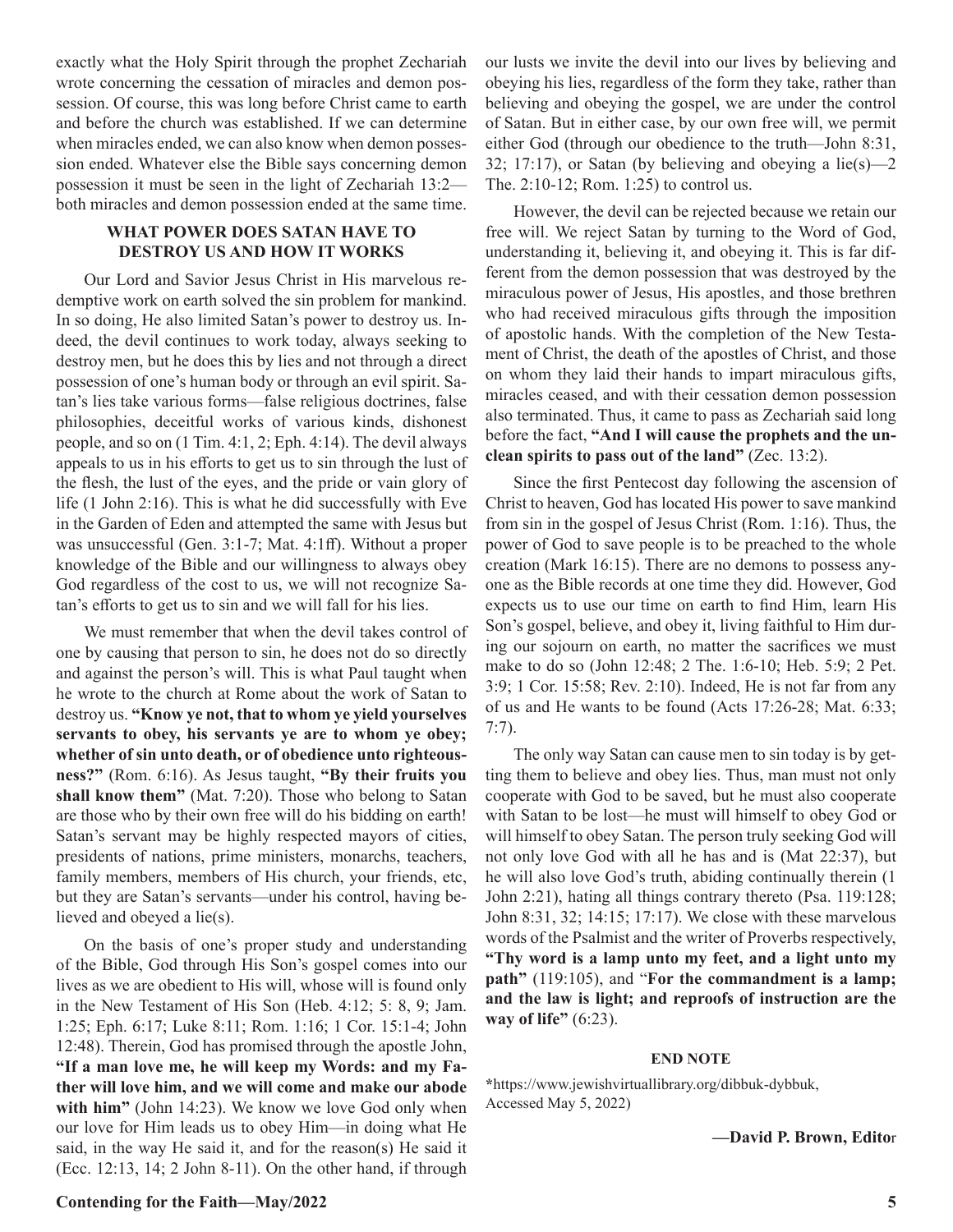exactly what the Holy Spirit through the prophet Zechariah wrote concerning the cessation of miracles and demon possession. Of course, this was long before Christ came to earth and before the church was established. If we can determine when miracles ended, we can also know when demon possession ended. Whatever else the Bible says concerning demon possession it must be seen in the light of Zechariah 13:2—both miracles and demon possession ended at the same time.

### WHAT POWER DOES SATAN HAVE TO DESTROY US AND HOW IT WORKS

Our Lord and Savior Jesus Christ in His marvelous redemptive work on earth solved the sin problem for mankind. In so doing, He also limited Satan's power to destroy us. Indeed, the devil continues to work today, always seeking to destroy men, but he does this by lies and not through a direct possession of one's human body or through an evil spirit. Satan's lies take various forms—false religious doctrines, false philosophies, deceitful works of various kinds, dishonest people, and so on (1 Tim. 4:1, 2; Eph. 4:14). The devil always appeals to us in his efforts to get us to sin through the lust of the flesh, the lust of the eyes, and the pride or vain glory of life (1 John 2:16). This is what he did successfully with Eve in the Garden of Eden and attempted the same with Jesus but was unsuccessful (Gen. 3:1-7; Mat. 4:1ff). Without a proper knowledge of the Bible and our willingness to always obey God regardless of the cost to us, we will not recognize Satan's efforts to get us to sin and we will fall for his lies.

We must remember that when the devil takes control of one by causing that person to sin, he does not do so directly and against the person's will. This is what Paul taught when he wrote to the church at Rome about the work of Satan to destroy us. **"Know ye not, that to whom ye yield yourselves servants to obey, his servants ye are to whom ye obey; whether of sin unto death, or of obedience unto righteousness?"** (Rom. 6:16). As Jesus taught, **"By their fruits you shall know them"** (Mat. 7:20). Those who belong to Satan are those who by their own free will do his bidding on earth! Satan's servant may be highly respected mayors of cities, presidents of nations, prime ministers, monarchs, teachers, family members, members of His church, your friends, etc, but they are Satan's servants—under his control, having believed and obeyed a lie(s).

On the basis of one's proper study and understanding of the Bible, God through His Son's gospel comes into our lives as we are obedient to His will, whose will is found only in the New Testament of His Son (Heb. 4:12; 5: 8, 9; Jam. 1:25; Eph. 6:17; Luke 8:11; Rom. 1:16; 1 Cor. 15:1-4; John 12:48). Therein, God has promised through the apostle John, **"If a man love me, he will keep my Words: and my Father will love him, and we will come and make our abode with him"** (John 14:23). We know we love God only when our love for Him leads us to obey Him—in doing what He said, in the way He said it, and for the reason(s) He said it (Ecc. 12:13, 14; 2 John 8-11). On the other hand, if through our lusts we invite the devil into our lives by believing and obeying his lies, regardless of the form they take, rather than believing and obeying the gospel, we are under the control of Satan. But in either case, by our own free will, we permit either God (through our obedience to the truth—John 8:31, 32; 17:17), or Satan (by believing and obeying a lie(s)—2 The. 2:10-12; Rom. 1:25) to control us.

However, the devil can be rejected because we retain our free will. We reject Satan by turning to the Word of God, understanding it, believing it, and obeying it. This is far different from the demon possession that was destroyed by the miraculous power of Jesus, His apostles, and those brethren who had received miraculous gifts through the imposition of apostolic hands. With the completion of the New Testament of Christ, the death of the apostles of Christ, and those on whom they laid their hands to impart miraculous gifts, miracles ceased, and with their cessation demon possession also terminated. Thus, it came to pass as Zechariah said long before the fact, **"And I will cause the prophets and the unclean spirits to pass out of the land"** (Zec. 13:2).

Since the first Pentecost day following the ascension of Christ to heaven, God has located His power to save mankind from sin in the gospel of Jesus Christ (Rom. 1:16). Thus, the power of God to save people is to be preached to the whole creation (Mark 16:15). There are no demons to possess anyone as the Bible records at one time they did. However, God expects us to use our time on earth to find Him, learn His Son's gospel, believe, and obey it, living faithful to Him during our sojourn on earth, no matter the sacrifices we must make to do so (John 12:48; 2 The. 1:6-10; Heb. 5:9; 2 Pet. 3:9; 1 Cor. 15:58; Rev. 2:10). Indeed, He is not far from any of us and He wants to be found (Acts 17:26-28; Mat. 6:33; 7:7).

The only way Satan can cause men to sin today is by getting them to believe and obey lies. Thus, man must not only cooperate with God to be saved, but he must also cooperate with Satan to be lost—he must will himself to obey God or will himself to obey Satan. The person truly seeking God will not only love God with all he has and is (Mat 22:37), but he will also love God's truth, abiding continually therein (1 John 2:21), hating all things contrary thereto (Psa. 119:128; John 8:31, 32; 14:15; 17:17). We close with these marvelous words of the Psalmist and the writer of Proverbs respectively, **"Thy word is a lamp unto my feet, and a light unto my path"** (119:105), and "**For the commandment is a lamp; and the law is light; and reproofs of instruction are the way of life"** (6:23).

### END NOTE

*https://www.jewishvirtuallibrary.org/dibbuk-dybbuk, Accessed May 5, 2022)

**—David P. Brown, Editor**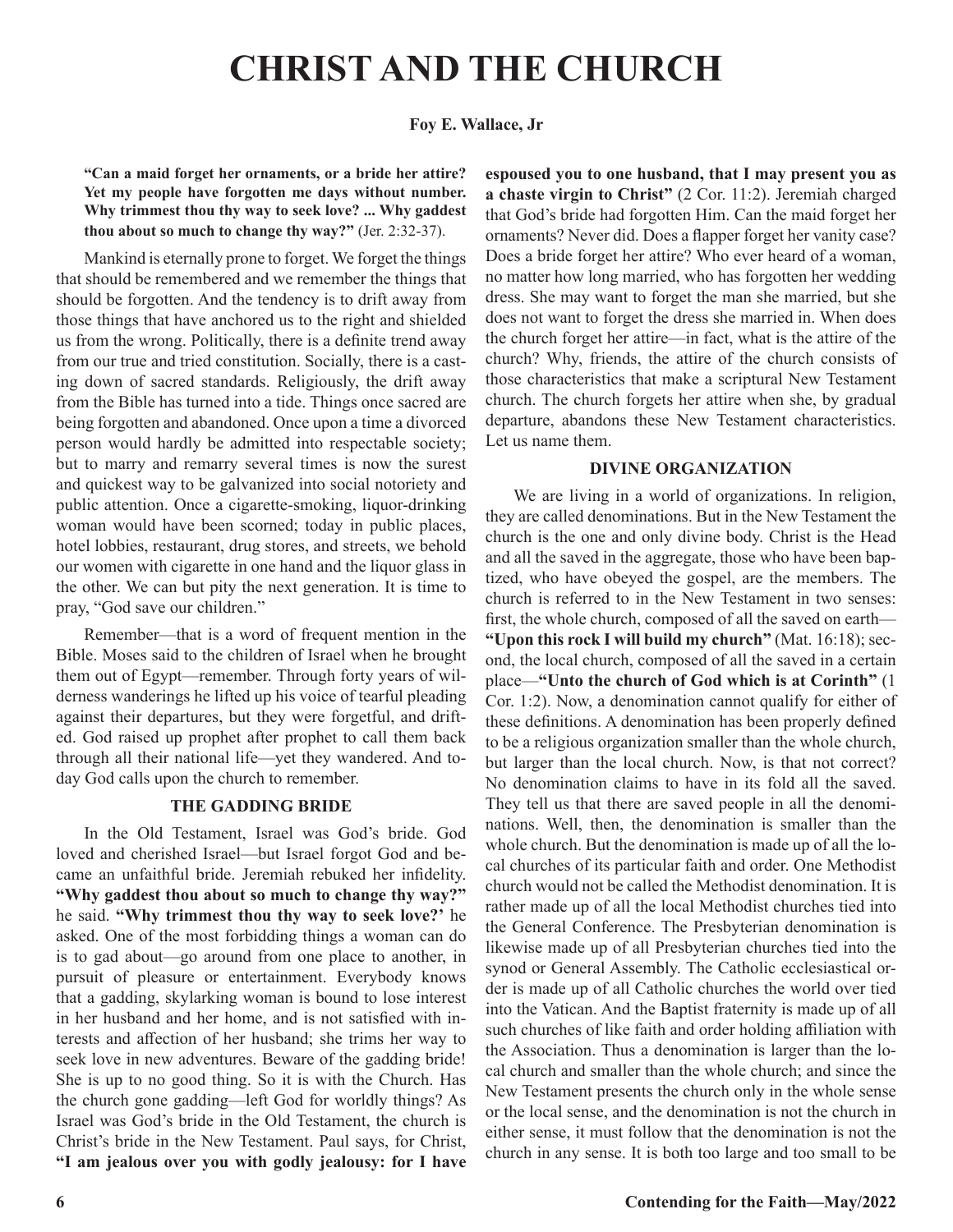# CHRIST AND THE CHURCH

**Foy E. Wallace, Jr**

> **"Can a maid forget her ornaments, or a bride her attire? Yet my people have forgotten me days without number. Why trimmest thou thy way to seek love? ... Why gaddest thou about so much to change thy way?"** (Jer. 2:32-37).

Mankind is eternally prone to forget. We forget the things that should be remembered and we remember the things that should be forgotten. And the tendency is to drift away from those things that have anchored us to the right and shielded us from the wrong. Politically, there is a definite trend away from our true and tried constitution. Socially, there is a casting down of sacred standards. Religiously, the drift away from the Bible has turned into a tide. Things once sacred are being forgotten and abandoned. Once upon a time a divorced person would hardly be admitted into respectable society; but to marry and remarry several times is now the surest and quickest way to be galvanized into social notoriety and public attention. Once a cigarette-smoking, liquor-drinking woman would have been scorned; today in public places, hotel lobbies, restaurant, drug stores, and streets, we behold our women with cigarette in one hand and the liquor glass in the other. We can but pity the next generation. It is time to pray, "God save our children."

Remember—that is a word of frequent mention in the Bible. Moses said to the children of Israel when he brought them out of Egypt—remember. Through forty years of wilderness wanderings he lifted up his voice of tearful pleading against their departures, but they were forgetful, and drifted. God raised up prophet after prophet to call them back through all their national life—yet they wandered. And today God calls upon the church to remember.

### THE GADDING BRIDE

In the Old Testament, Israel was God's bride. God loved and cherished Israel—but Israel forgot God and became an unfaithful bride. Jeremiah rebuked her infidelity. **"Why gaddest thou about so much to change thy way?"** he said. **"Why trimmest thou thy way to seek love?'** he asked. One of the most forbidding things a woman can do is to gad about—go around from one place to another, in pursuit of pleasure or entertainment. Everybody knows that a gadding, skylarking woman is bound to lose interest in her husband and her home, and is not satisfied with interests and affection of her husband; she trims her way to seek love in new adventures. Beware of the gadding bride! She is up to no good thing. So it is with the Church. Has the church gone gadding—left God for worldly things? As Israel was God's bride in the Old Testament, the church is Christ's bride in the New Testament. Paul says, for Christ, **"I am jealous over you with godly jealousy: for I have espoused you to one husband, that I may present you as a chaste virgin to Christ"** (2 Cor. 11:2). Jeremiah charged that God's bride had forgotten Him. Can the maid forget her ornaments? Never did. Does a flapper forget her vanity case? Does a bride forget her attire? Who ever heard of a woman, no matter how long married, who has forgotten her wedding dress. She may want to forget the man she married, but she does not want to forget the dress she married in. When does the church forget her attire—in fact, what is the attire of the church? Why, friends, the attire of the church consists of those characteristics that make a scriptural New Testament church. The church forgets her attire when she, by gradual departure, abandons these New Testament characteristics. Let us name them.

### DIVINE ORGANIZATION

We are living in a world of organizations. In religion, they are called denominations. But in the New Testament the church is the one and only divine body. Christ is the Head and all the saved in the aggregate, those who have been baptized, who have obeyed the gospel, are the members. The church is referred to in the New Testament in two senses: first, the whole church, composed of all the saved on earth—**"Upon this rock I will build my church"** (Mat. 16:18); second, the local church, composed of all the saved in a certain place—**"Unto the church of God which is at Corinth"** (1 Cor. 1:2). Now, a denomination cannot qualify for either of these definitions. A denomination has been properly defined to be a religious organization smaller than the whole church, but larger than the local church. Now, is that not correct? No denomination claims to have in its fold all the saved. They tell us that there are saved people in all the denominations. Well, then, the denomination is smaller than the whole church. But the denomination is made up of all the local churches of its particular faith and order. One Methodist church would not be called the Methodist denomination. It is rather made up of all the local Methodist churches tied into the General Conference. The Presbyterian denomination is likewise made up of all Presbyterian churches tied into the synod or General Assembly. The Catholic ecclesiastical order is made up of all Catholic churches the world over tied into the Vatican. And the Baptist fraternity is made up of all such churches of like faith and order holding affiliation with the Association. Thus a denomination is larger than the local church and smaller than the whole church; and since the New Testament presents the church only in the whole sense or the local sense, and the denomination is not the church in either sense, it must follow that the denomination is not the church in any sense. It is both too large and too small to be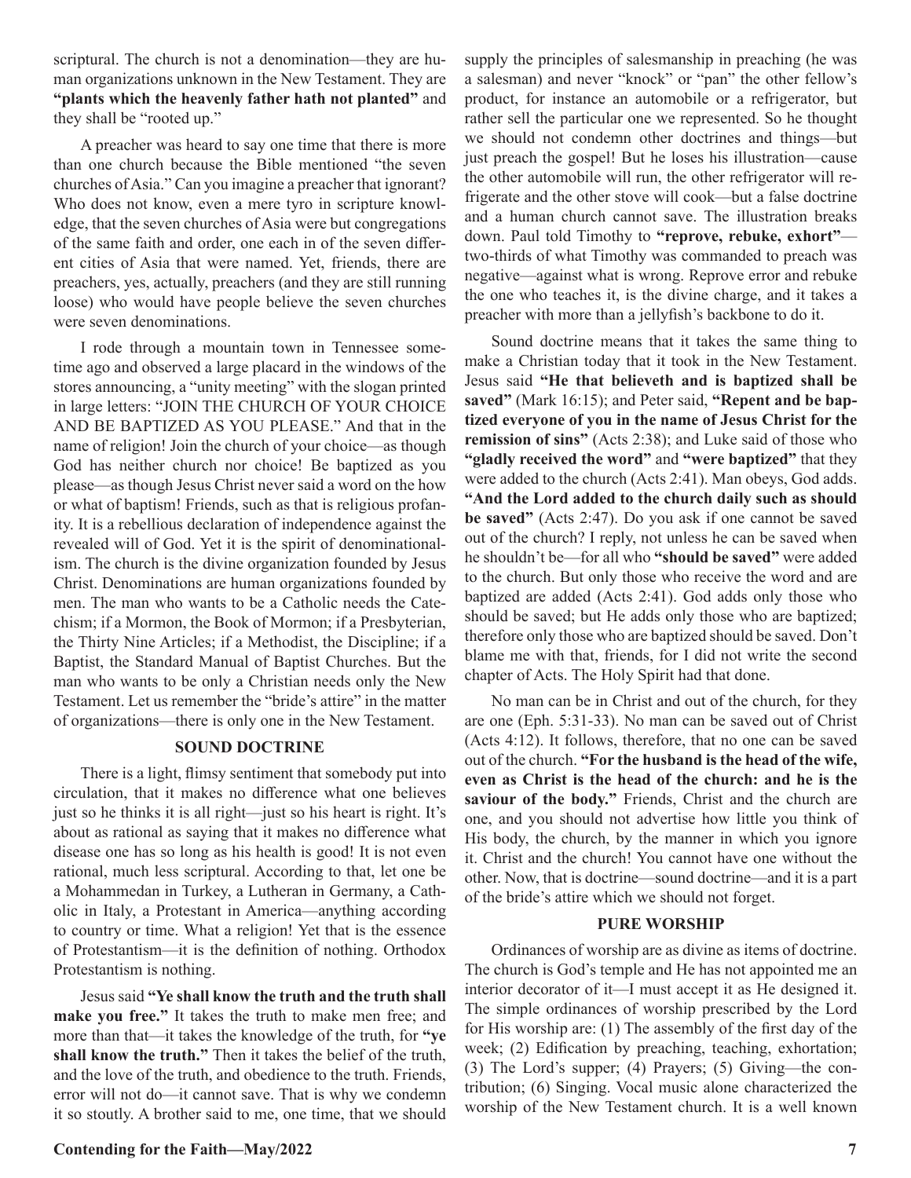scriptural. The church is not a denomination—they are human organizations unknown in the New Testament. They are **"plants which the heavenly father hath not planted"** and they shall be "rooted up."

A preacher was heard to say one time that there is more than one church because the Bible mentioned "the seven churches of Asia." Can you imagine a preacher that ignorant? Who does not know, even a mere tyro in scripture knowledge, that the seven churches of Asia were but congregations of the same faith and order, one each in of the seven different cities of Asia that were named. Yet, friends, there are preachers, yes, actually, preachers (and they are still running loose) who would have people believe the seven churches were seven denominations.

I rode through a mountain town in Tennessee sometime ago and observed a large placard in the windows of the stores announcing, a "unity meeting" with the slogan printed in large letters: "JOIN THE CHURCH OF YOUR CHOICE AND BE BAPTIZED AS YOU PLEASE." And that in the name of religion! Join the church of your choice—as though God has neither church nor choice! Be baptized as you please—as though Jesus Christ never said a word on the how or what of baptism! Friends, such as that is religious profanity. It is a rebellious declaration of independence against the revealed will of God. Yet it is the spirit of denominationalism. The church is the divine organization founded by Jesus Christ. Denominations are human organizations founded by men. The man who wants to be a Catholic needs the Catechism; if a Mormon, the Book of Mormon; if a Presbyterian, the Thirty Nine Articles; if a Methodist, the Discipline; if a Baptist, the Standard Manual of Baptist Churches. But the man who wants to be only a Christian needs only the New Testament. Let us remember the "bride's attire" in the matter of organizations—there is only one in the New Testament.

## SOUND DOCTRINE

There is a light, flimsy sentiment that somebody put into circulation, that it makes no difference what one believes just so he thinks it is all right—just so his heart is right. It's about as rational as saying that it makes no difference what disease one has so long as his health is good! It is not even rational, much less scriptural. According to that, let one be a Mohammedan in Turkey, a Lutheran in Germany, a Catholic in Italy, a Protestant in America—anything according to country or time. What a religion! Yet that is the essence of Protestantism—it is the definition of nothing. Orthodox Protestantism is nothing.

Jesus said **"Ye shall know the truth and the truth shall make you free."** It takes the truth to make men free; and more than that—it takes the knowledge of the truth, for **"ye shall know the truth."** Then it takes the belief of the truth, and the love of the truth, and obedience to the truth. Friends, error will not do—it cannot save. That is why we condemn it so stoutly. A brother said to me, one time, that we should supply the principles of salesmanship in preaching (he was a salesman) and never "knock" or "pan" the other fellow's product, for instance an automobile or a refrigerator, but rather sell the particular one we represented. So he thought we should not condemn other doctrines and things—but just preach the gospel! But he loses his illustration—cause the other automobile will run, the other refrigerator will refrigerate and the other stove will cook—but a false doctrine and a human church cannot save. The illustration breaks down. Paul told Timothy to **"reprove, rebuke, exhort"**—two-thirds of what Timothy was commanded to preach was negative—against what is wrong. Reprove error and rebuke the one who teaches it, is the divine charge, and it takes a preacher with more than a jellyfish's backbone to do it.

Sound doctrine means that it takes the same thing to make a Christian today that it took in the New Testament. Jesus said **"He that believeth and is baptized shall be saved"** (Mark 16:15); and Peter said, **"Repent and be baptized everyone of you in the name of Jesus Christ for the remission of sins"** (Acts 2:38); and Luke said of those who **"gladly received the word"** and **"were baptized"** that they were added to the church (Acts 2:41). Man obeys, God adds. **"And the Lord added to the church daily such as should be saved"** (Acts 2:47). Do you ask if one cannot be saved out of the church? I reply, not unless he can be saved when he shouldn't be—for all who **"should be saved"** were added to the church. But only those who receive the word and are baptized are added (Acts 2:41). God adds only those who should be saved; but He adds only those who are baptized; therefore only those who are baptized should be saved. Don't blame me with that, friends, for I did not write the second chapter of Acts. The Holy Spirit had that done.

No man can be in Christ and out of the church, for they are one (Eph. 5:31-33). No man can be saved out of Christ (Acts 4:12). It follows, therefore, that no one can be saved out of the church. **"For the husband is the head of the wife, even as Christ is the head of the church: and he is the saviour of the body."** Friends, Christ and the church are one, and you should not advertise how little you think of His body, the church, by the manner in which you ignore it. Christ and the church! You cannot have one without the other. Now, that is doctrine—sound doctrine—and it is a part of the bride's attire which we should not forget.

## PURE WORSHIP

Ordinances of worship are as divine as items of doctrine. The church is God's temple and He has not appointed me an interior decorator of it—I must accept it as He designed it. The simple ordinances of worship prescribed by the Lord for His worship are: (1) The assembly of the first day of the week; (2) Edification by preaching, teaching, exhortation; (3) The Lord's supper; (4) Prayers; (5) Giving—the contribution; (6) Singing. Vocal music alone characterized the worship of the New Testament church. It is a well known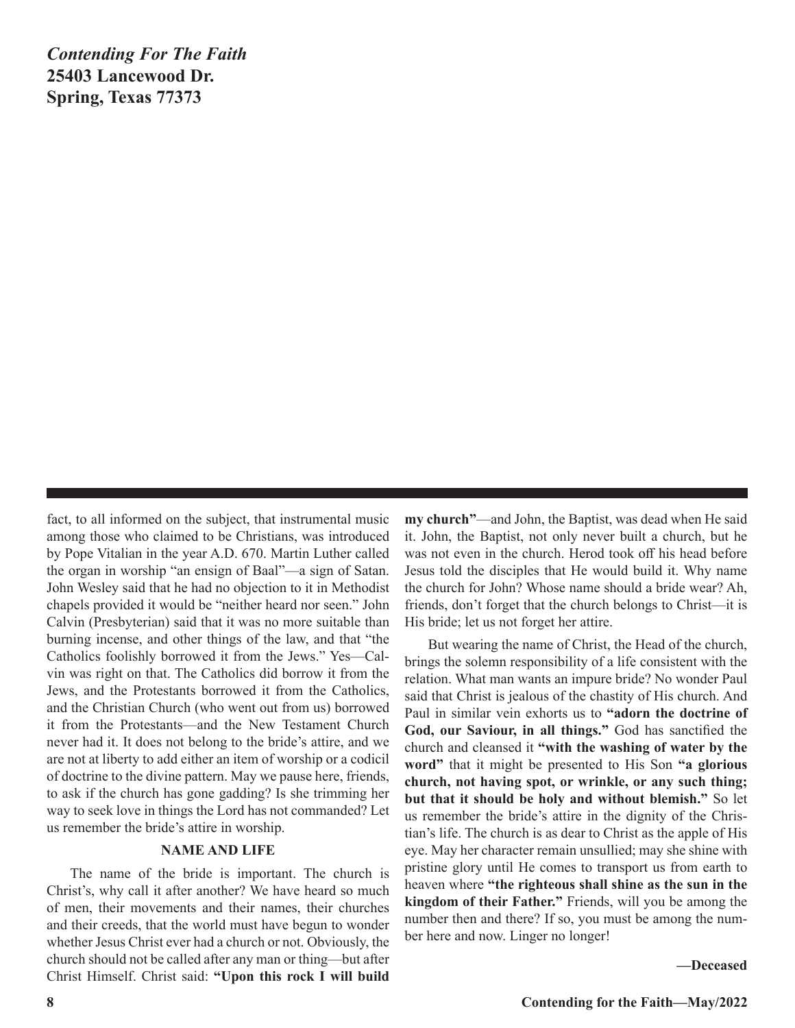*Contending For The Faith*
**25403 Lancewood Dr.**
**Spring, Texas 77373**

fact, to all informed on the subject, that instrumental music among those who claimed to be Christians, was introduced by Pope Vitalian in the year A.D. 670. Martin Luther called the organ in worship "an ensign of Baal"—a sign of Satan. John Wesley said that he had no objection to it in Methodist chapels provided it would be "neither heard nor seen." John Calvin (Presbyterian) said that it was no more suitable than burning incense, and other things of the law, and that "the Catholics foolishly borrowed it from the Jews." Yes—Calvin was right on that. The Catholics did borrow it from the Jews, and the Protestants borrowed it from the Catholics, and the Christian Church (who went out from us) borrowed it from the Protestants—and the New Testament Church never had it. It does not belong to the bride's attire, and we are not at liberty to add either an item of worship or a codicil of doctrine to the divine pattern. May we pause here, friends, to ask if the church has gone gadding? Is she trimming her way to seek love in things the Lord has not commanded? Let us remember the bride's attire in worship.

**NAME AND LIFE**

The name of the bride is important. The church is Christ's, why call it after another? We have heard so much of men, their movements and their names, their churches and their creeds, that the world must have begun to wonder whether Jesus Christ ever had a church or not. Obviously, the church should not be called after any man or thing—but after Christ Himself. Christ said: **"Upon this rock I will build my church"**—and John, the Baptist, was dead when He said it. John, the Baptist, not only never built a church, but he was not even in the church. Herod took off his head before Jesus told the disciples that He would build it. Why name the church for John? Whose name should a bride wear? Ah, friends, don't forget that the church belongs to Christ—it is His bride; let us not forget her attire.

But wearing the name of Christ, the Head of the church, brings the solemn responsibility of a life consistent with the relation. What man wants an impure bride? No wonder Paul said that Christ is jealous of the chastity of His church. And Paul in similar vein exhorts us to **"adorn the doctrine of God, our Saviour, in all things."** God has sanctified the church and cleansed it **"with the washing of water by the word"** that it might be presented to His Son **"a glorious church, not having spot, or wrinkle, or any such thing; but that it should be holy and without blemish."** So let us remember the bride's attire in the dignity of the Christian's life. The church is as dear to Christ as the apple of His eye. May her character remain unsullied; may she shine with pristine glory until He comes to transport us from earth to heaven where **"the righteous shall shine as the sun in the kingdom of their Father."** Friends, will you be among the number then and there? If so, you must be among the number here and now. Linger no longer!

**—Deceased**